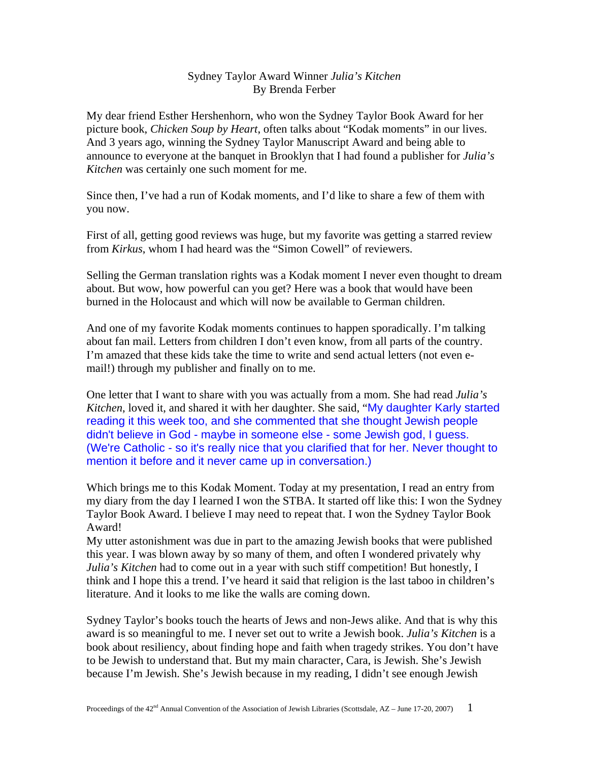# Sydney Taylor Award Winner *Julia's Kitchen*
By Brenda Ferber

My dear friend Esther Hershenhorn, who won the Sydney Taylor Book Award for her picture book, *Chicken Soup by Heart*, often talks about "Kodak moments" in our lives. And 3 years ago, winning the Sydney Taylor Manuscript Award and being able to announce to everyone at the banquet in Brooklyn that I had found a publisher for *Julia's Kitchen* was certainly one such moment for me.

Since then, I've had a run of Kodak moments, and I'd like to share a few of them with you now.

First of all, getting good reviews was huge, but my favorite was getting a starred review from *Kirkus*, whom I had heard was the "Simon Cowell" of reviewers.

Selling the German translation rights was a Kodak moment I never even thought to dream about. But wow, how powerful can you get? Here was a book that would have been burned in the Holocaust and which will now be available to German children.

And one of my favorite Kodak moments continues to happen sporadically. I'm talking about fan mail. Letters from children I don't even know, from all parts of the country. I'm amazed that these kids take the time to write and send actual letters (not even e-mail!) through my publisher and finally on to me.

One letter that I want to share with you was actually from a mom. She had read *Julia's Kitchen*, loved it, and shared it with her daughter. She said, "My daughter Karly started reading it this week too, and she commented that she thought Jewish people didn't believe in God - maybe in someone else - some Jewish god, I guess. (We're Catholic - so it's really nice that you clarified that for her. Never thought to mention it before and it never came up in conversation.)

Which brings me to this Kodak Moment. Today at my presentation, I read an entry from my diary from the day I learned I won the STBA. It started off like this: I won the Sydney Taylor Book Award. I believe I may need to repeat that. I won the Sydney Taylor Book Award!

My utter astonishment was due in part to the amazing Jewish books that were published this year. I was blown away by so many of them, and often I wondered privately why *Julia's Kitchen* had to come out in a year with such stiff competition! But honestly, I think and I hope this a trend. I've heard it said that religion is the last taboo in children's literature. And it looks to me like the walls are coming down.

Sydney Taylor's books touch the hearts of Jews and non-Jews alike. And that is why this award is so meaningful to me. I never set out to write a Jewish book. *Julia's Kitchen* is a book about resiliency, about finding hope and faith when tragedy strikes. You don't have to be Jewish to understand that. But my main character, Cara, is Jewish. She's Jewish because I'm Jewish. She's Jewish because in my reading, I didn't see enough Jewish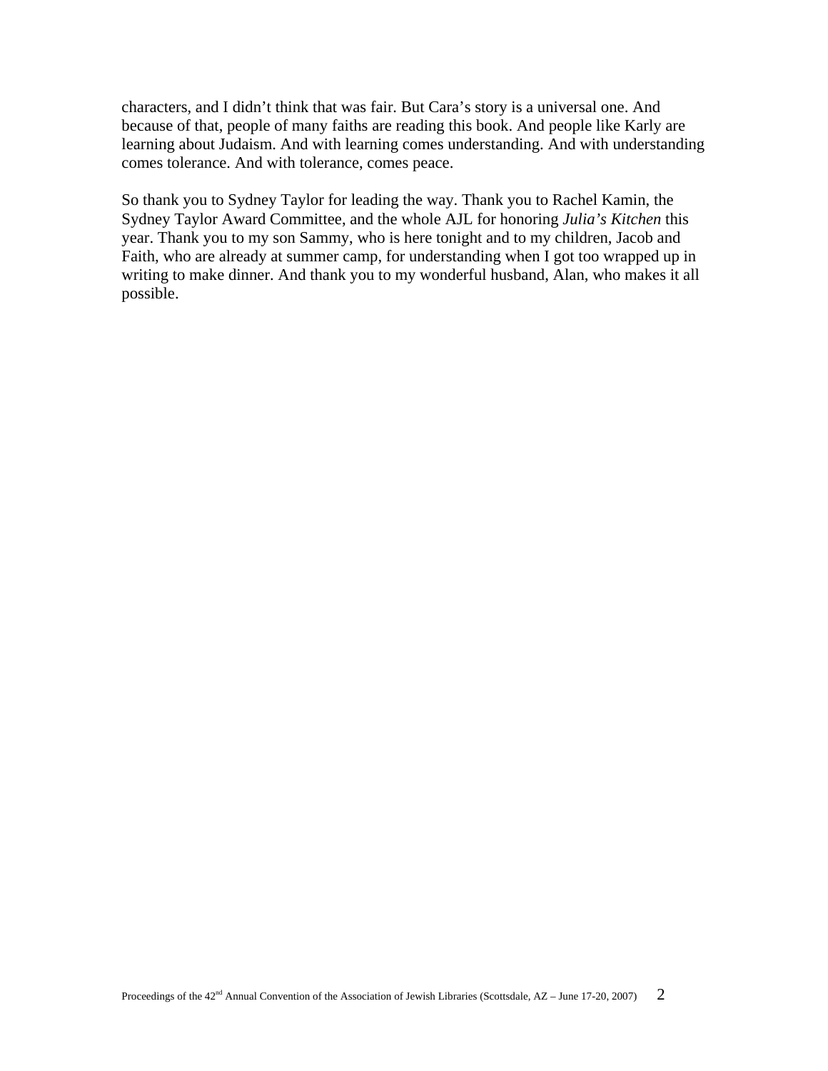characters, and I didn't think that was fair. But Cara's story is a universal one. And because of that, people of many faiths are reading this book. And people like Karly are learning about Judaism. And with learning comes understanding. And with understanding comes tolerance. And with tolerance, comes peace.

So thank you to Sydney Taylor for leading the way. Thank you to Rachel Kamin, the Sydney Taylor Award Committee, and the whole AJL for honoring *Julia's Kitchen* this year. Thank you to my son Sammy, who is here tonight and to my children, Jacob and Faith, who are already at summer camp, for understanding when I got too wrapped up in writing to make dinner. And thank you to my wonderful husband, Alan, who makes it all possible.